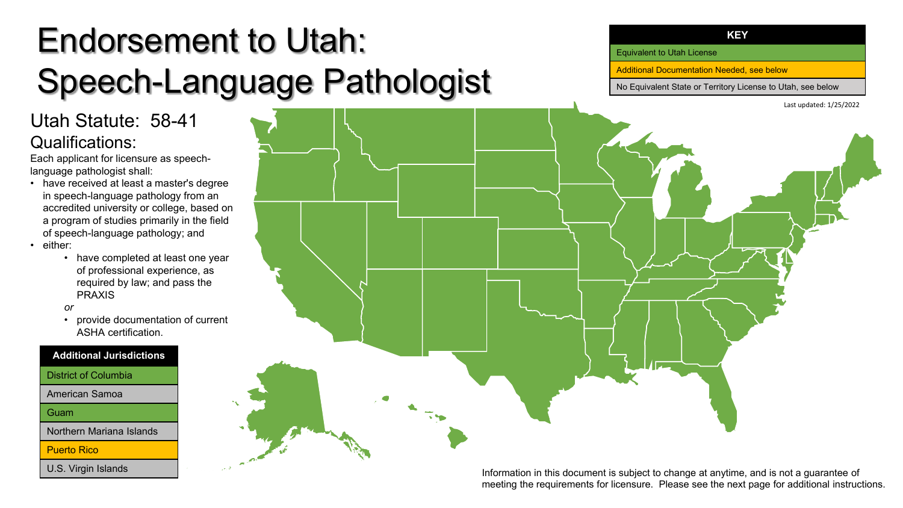# Endorsement to Utah: Speech-Language Pathologist

| KEY |
|---|
| Equivalent to Utah License |
| Additional Documentation Needed, see below |
| No Equivalent State or Territory License to Utah, see below |

Last updated: 1/25/2022

## Utah Statute: 58-41

## Qualifications:

Each applicant for licensure as speech-language pathologist shall:

- have received at least a master's degree in speech-language pathology from an accredited university or college, based on a program of studies primarily in the field of speech-language pathology; and
- either:
  - have completed at least one year of professional experience, as required by law; and pass the PRAXIS

    *or*
  - provide documentation of current ASHA certification.

| Additional Jurisdictions |
|---|
| District of Columbia |
| American Samoa |
| Guam |
| Northern Mariana Islands |
| Puerto Rico |
| U.S. Virgin Islands |

Information in this document is subject to change at anytime, and is not a guarantee of meeting the requirements for licensure. Please see the next page for additional instructions.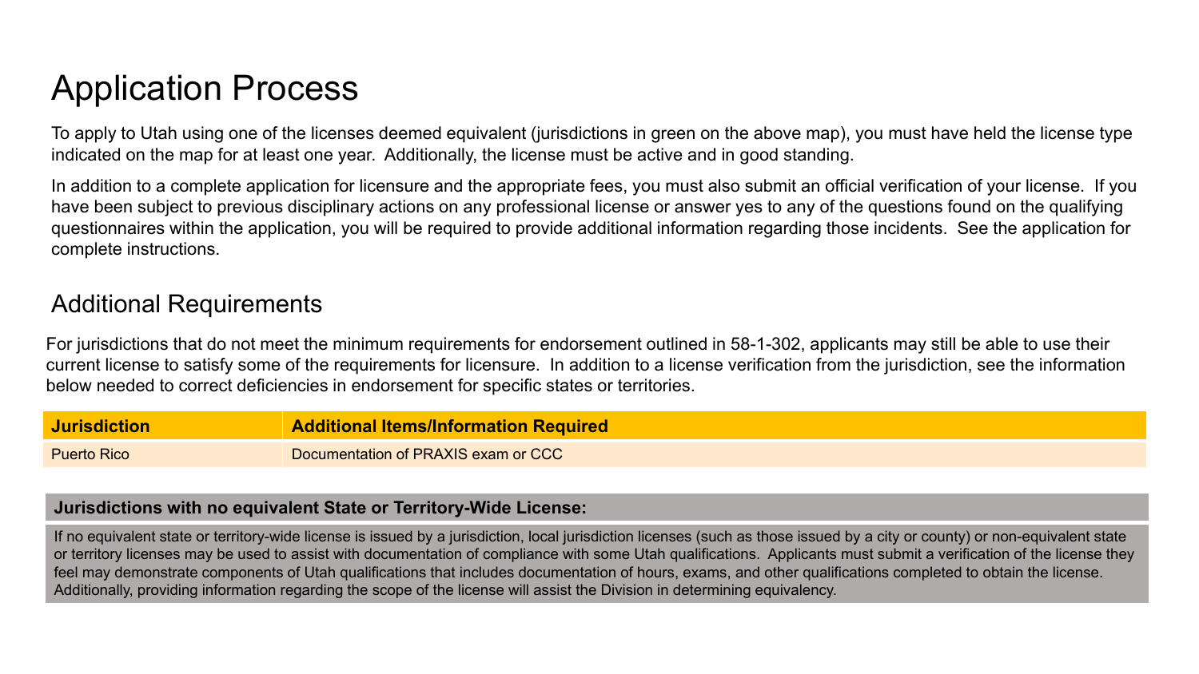# Application Process

To apply to Utah using one of the licenses deemed equivalent (jurisdictions in green on the above map), you must have held the license type indicated on the map for at least one year. Additionally, the license must be active and in good standing.

In addition to a complete application for licensure and the appropriate fees, you must also submit an official verification of your license. If you have been subject to previous disciplinary actions on any professional license or answer yes to any of the questions found on the qualifying questionnaires within the application, you will be required to provide additional information regarding those incidents. See the application for complete instructions.

## Additional Requirements

For jurisdictions that do not meet the minimum requirements for endorsement outlined in 58-1-302, applicants may still be able to use their current license to satisfy some of the requirements for licensure. In addition to a license verification from the jurisdiction, see the information below needed to correct deficiencies in endorsement for specific states or territories.

| Jurisdiction | Additional Items/Information Required |
|---|---|
| Puerto Rico | Documentation of PRAXIS exam or CCC |

**Jurisdictions with no equivalent State or Territory-Wide License:**

If no equivalent state or territory-wide license is issued by a jurisdiction, local jurisdiction licenses (such as those issued by a city or county) or non-equivalent state or territory licenses may be used to assist with documentation of compliance with some Utah qualifications. Applicants must submit a verification of the license they feel may demonstrate components of Utah qualifications that includes documentation of hours, exams, and other qualifications completed to obtain the license. Additionally, providing information regarding the scope of the license will assist the Division in determining equivalency.